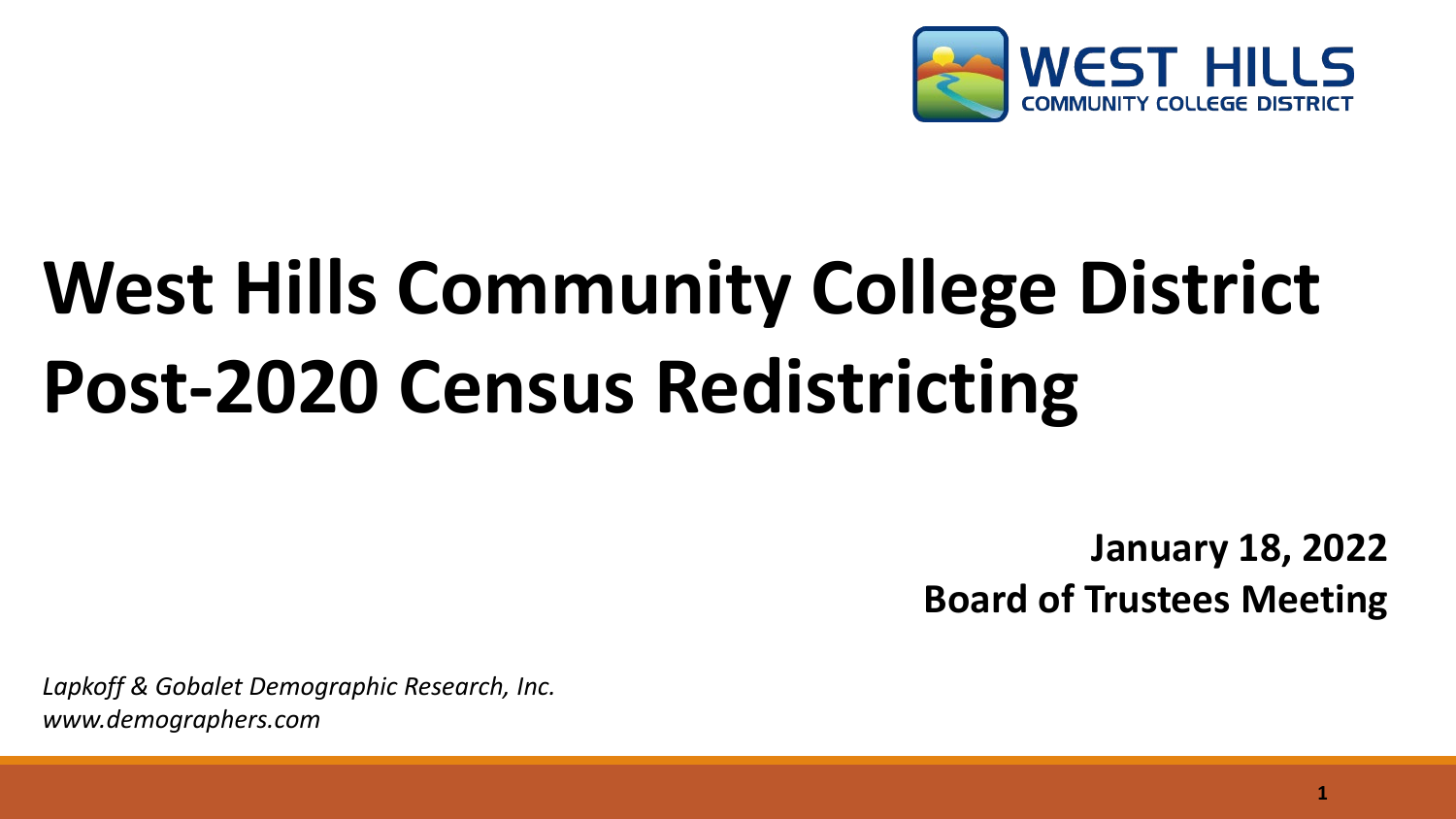WEST HILLS
COMMUNITY COLLEGE DISTRICT

# West Hills Community College District Post-2020 Census Redistricting

**January 18, 2022**
**Board of Trustees Meeting**

*Lapkoff & Gobalet Demographic Research, Inc.*
*www.demographers.com*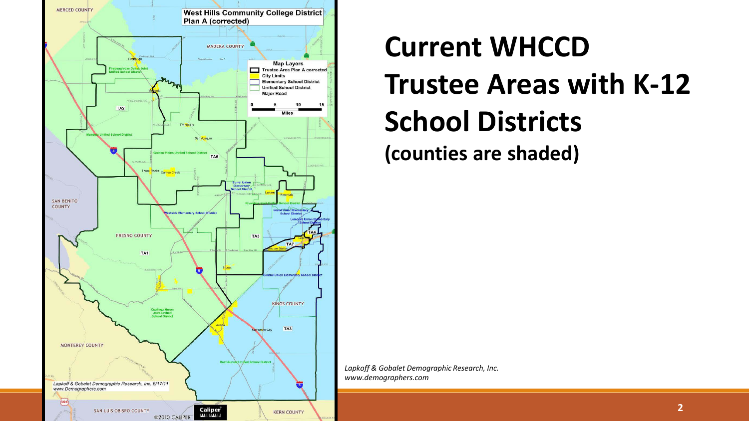# Current WHCCD Trustee Areas with K-12 School Districts

**(counties are shaded)**

*Lapkoff & Gobalet Demographic Research, Inc.*
*www.demographers.com*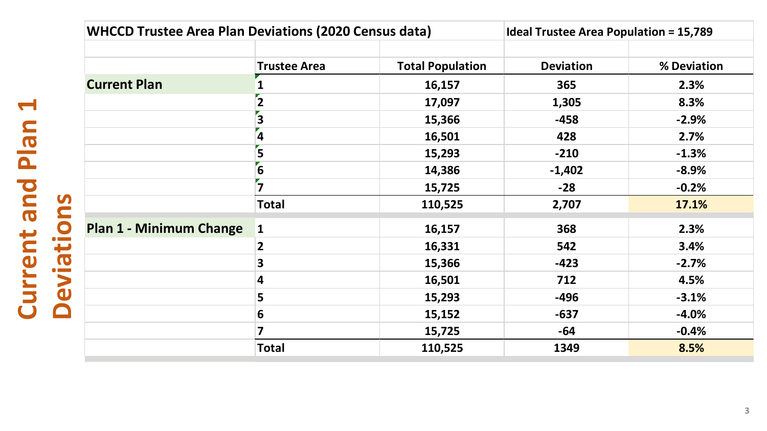# Current and Plan 1 Deviations

| WHCCD Trustee Area Plan Deviations (2020 Census data) | | | Ideal Trustee Area Population = 15,789 | |
|---|---|---|---|---|
| | Trustee Area | Total Population | Deviation | % Deviation |
| **Current Plan** | 1 | 16,157 | 365 | 2.3% |
| | 2 | 17,097 | 1,305 | 8.3% |
| | 3 | 15,366 | -458 | -2.9% |
| | 4 | 16,501 | 428 | 2.7% |
| | 5 | 15,293 | -210 | -1.3% |
| | 6 | 14,386 | -1,402 | -8.9% |
| | 7 | 15,725 | -28 | -0.2% |
| | Total | 110,525 | 2,707 | 17.1% |
| **Plan 1 - Minimum Change** | 1 | 16,157 | 368 | 2.3% |
| | 2 | 16,331 | 542 | 3.4% |
| | 3 | 15,366 | -423 | -2.7% |
| | 4 | 16,501 | 712 | 4.5% |
| | 5 | 15,293 | -496 | -3.1% |
| | 6 | 15,152 | -637 | -4.0% |
| | 7 | 15,725 | -64 | -0.4% |
| | Total | 110,525 | 1349 | 8.5% |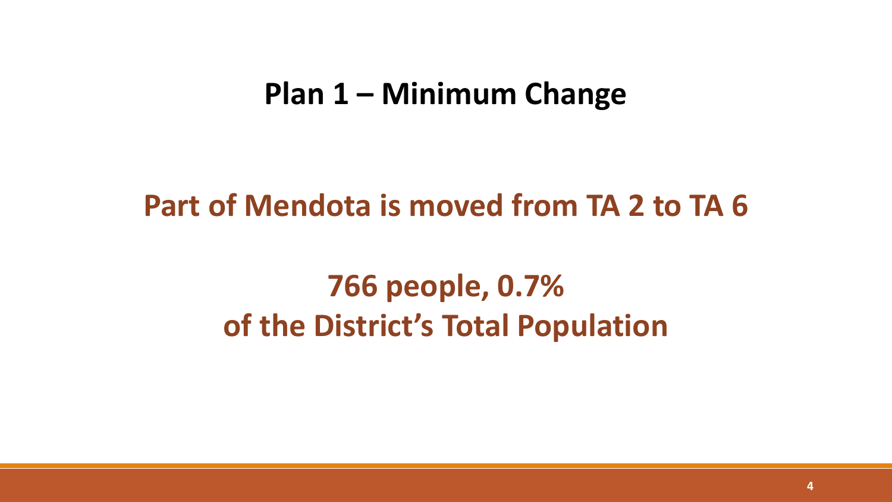# Plan 1 – Minimum Change

**Part of Mendota is moved from TA 2 to TA 6**

**766 people, 0.7%**
**of the District's Total Population**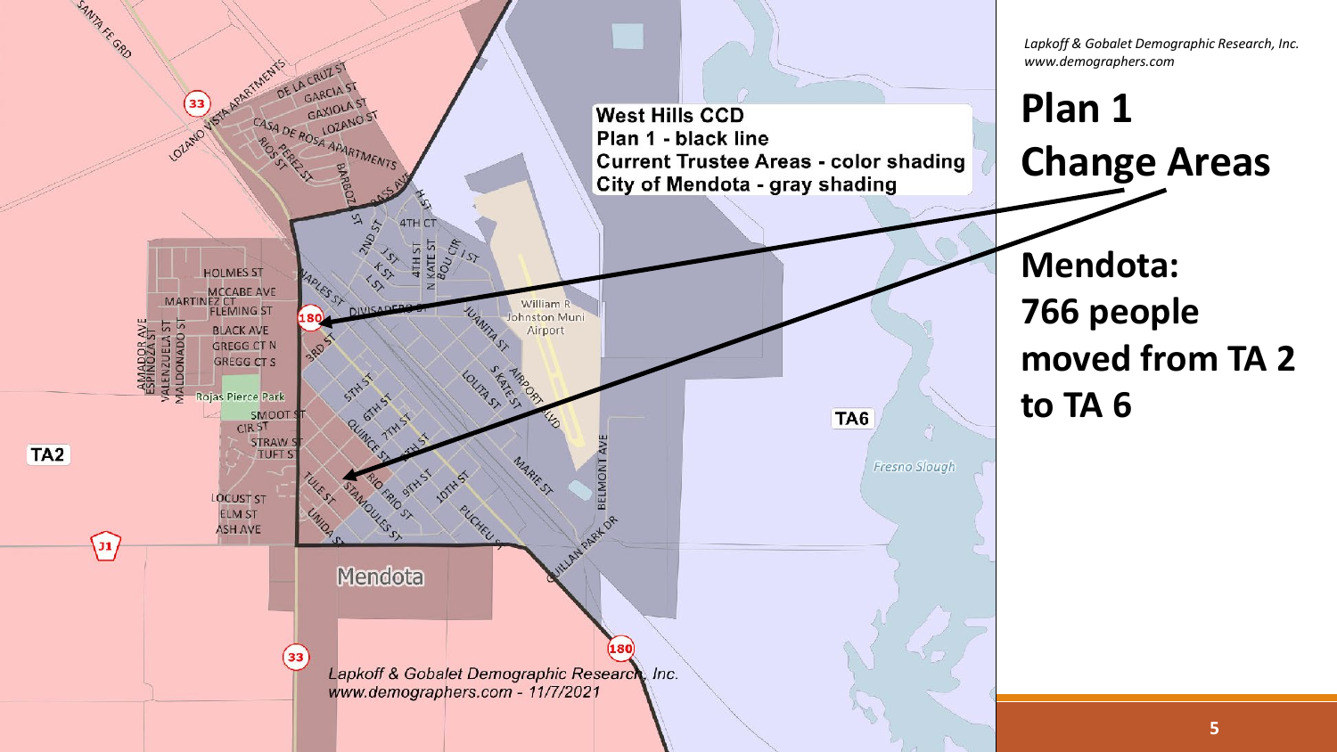*Lapkoff & Gobalet Demographic Research, Inc.*
*www.demographers.com*

# Plan 1 Change Areas

## Mendota: 766 people moved from TA 2 to TA 6

**West Hills CCD**
**Plan 1 - black line**
**Current Trustee Areas - color shading**
**City of Mendota - gray shading**

*Lapkoff & Gobalet Demographic Research, Inc.*
*www.demographers.com - 11/7/2021*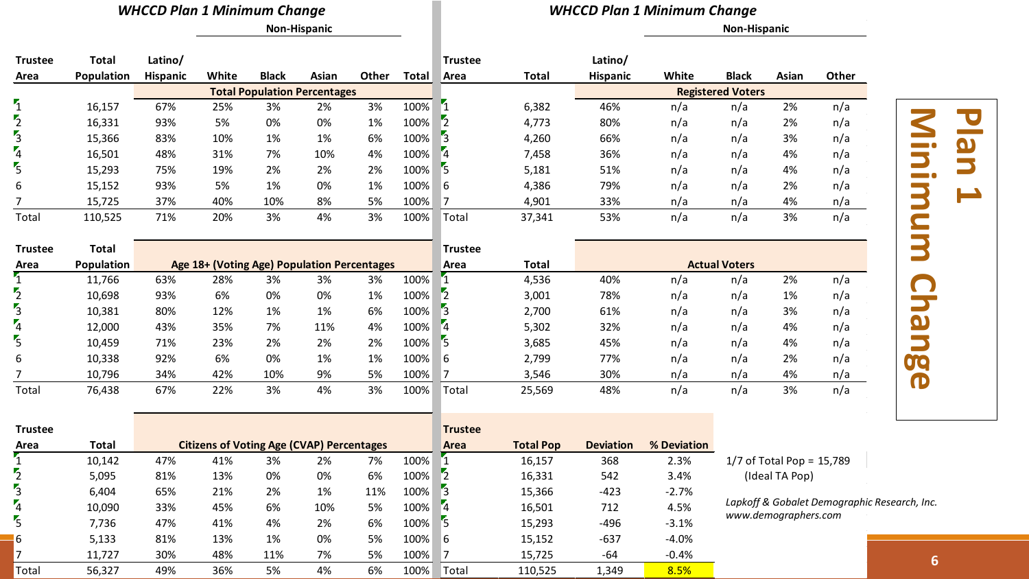## WHCCD Plan 1 Minimum Change

| Trustee Area | Total Population | Latino/ Hispanic | Non-Hispanic White | Black | Asian | Other | Total |
|---|---|---|---|---|---|---|---|
| | | Total Population Percentages | | | | | |
| 1 | 16,157 | 67% | 25% | 3% | 2% | 3% | 100% |
| 2 | 16,331 | 93% | 5% | 0% | 0% | 1% | 100% |
| 3 | 15,366 | 83% | 10% | 1% | 1% | 6% | 100% |
| 4 | 16,501 | 48% | 31% | 7% | 10% | 4% | 100% |
| 5 | 15,293 | 75% | 19% | 2% | 2% | 2% | 100% |
| 6 | 15,152 | 93% | 5% | 1% | 0% | 1% | 100% |
| 7 | 15,725 | 37% | 40% | 10% | 8% | 5% | 100% |
| Total | 110,525 | 71% | 20% | 3% | 4% | 3% | 100% |

| Trustee Area | Total Population | Age 18+ (Voting Age) Population Percentages | | | | | |
|---|---|---|---|---|---|---|---|
| 1 | 11,766 | 63% | 28% | 3% | 3% | 3% | 100% |
| 2 | 10,698 | 93% | 6% | 0% | 0% | 1% | 100% |
| 3 | 10,381 | 80% | 12% | 1% | 1% | 6% | 100% |
| 4 | 12,000 | 43% | 35% | 7% | 11% | 4% | 100% |
| 5 | 10,459 | 71% | 23% | 2% | 2% | 2% | 100% |
| 6 | 10,338 | 92% | 6% | 0% | 1% | 1% | 100% |
| 7 | 10,796 | 34% | 42% | 10% | 9% | 5% | 100% |
| Total | 76,438 | 67% | 22% | 3% | 4% | 3% | 100% |

| Trustee Area | Total | Citizens of Voting Age (CVAP) Percentages | | | | | |
|---|---|---|---|---|---|---|---|
| 1 | 10,142 | 47% | 41% | 3% | 2% | 7% | 100% |
| 2 | 5,095 | 81% | 13% | 0% | 0% | 6% | 100% |
| 3 | 6,404 | 65% | 21% | 2% | 1% | 11% | 100% |
| 4 | 10,090 | 33% | 45% | 6% | 10% | 5% | 100% |
| 5 | 7,736 | 47% | 41% | 4% | 2% | 6% | 100% |
| 6 | 5,133 | 81% | 13% | 1% | 0% | 5% | 100% |
| 7 | 11,727 | 30% | 48% | 11% | 7% | 5% | 100% |
| Total | 56,327 | 49% | 36% | 5% | 4% | 6% | 100% |

## WHCCD Plan 1 Minimum Change

| Trustee Area | Total | Latino/ Hispanic | Non-Hispanic White | Black | Asian | Other |
|---|---|---|---|---|---|---|
| | | Registered Voters | | | | |
| 1 | 6,382 | 46% | n/a | n/a | 2% | n/a |
| 2 | 4,773 | 80% | n/a | n/a | 2% | n/a |
| 3 | 4,260 | 66% | n/a | n/a | 3% | n/a |
| 4 | 7,458 | 36% | n/a | n/a | 4% | n/a |
| 5 | 5,181 | 51% | n/a | n/a | 4% | n/a |
| 6 | 4,386 | 79% | n/a | n/a | 2% | n/a |
| 7 | 4,901 | 33% | n/a | n/a | 4% | n/a |
| Total | 37,341 | 53% | n/a | n/a | 3% | n/a |

| Trustee Area | Total | Actual Voters | | | | |
|---|---|---|---|---|---|---|
| 1 | 4,536 | 40% | n/a | n/a | 2% | n/a |
| 2 | 3,001 | 78% | n/a | n/a | 1% | n/a |
| 3 | 2,700 | 61% | n/a | n/a | 3% | n/a |
| 4 | 5,302 | 32% | n/a | n/a | 4% | n/a |
| 5 | 3,685 | 45% | n/a | n/a | 4% | n/a |
| 6 | 2,799 | 77% | n/a | n/a | 2% | n/a |
| 7 | 3,546 | 30% | n/a | n/a | 4% | n/a |
| Total | 25,569 | 48% | n/a | n/a | 3% | n/a |

| Trustee Area | Total Pop | Deviation | % Deviation |
|---|---|---|---|
| 1 | 16,157 | 368 | 2.3% |
| 2 | 16,331 | 542 | 3.4% |
| 3 | 15,366 | -423 | -2.7% |
| 4 | 16,501 | 712 | 4.5% |
| 5 | 15,293 | -496 | -3.1% |
| 6 | 15,152 | -637 | -4.0% |
| 7 | 15,725 | -64 | -0.4% |
| Total | 110,525 | 1,349 | 8.5% |

1/7 of Total Pop = 15,789 (Ideal TA Pop)

*Lapkoff & Gobalet Demographic Research, Inc.*
*www.demographers.com*

**Plan 1 Minimum Change**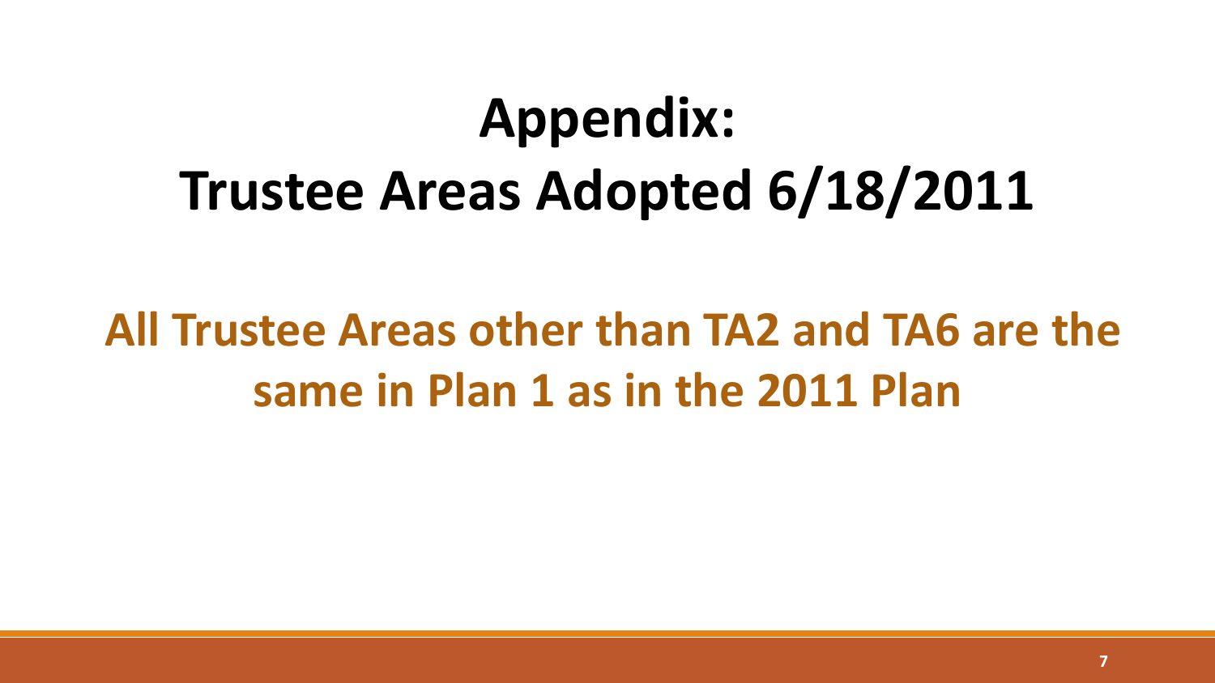# Appendix: Trustee Areas Adopted 6/18/2011

**All Trustee Areas other than TA2 and TA6 are the same in Plan 1 as in the 2011 Plan**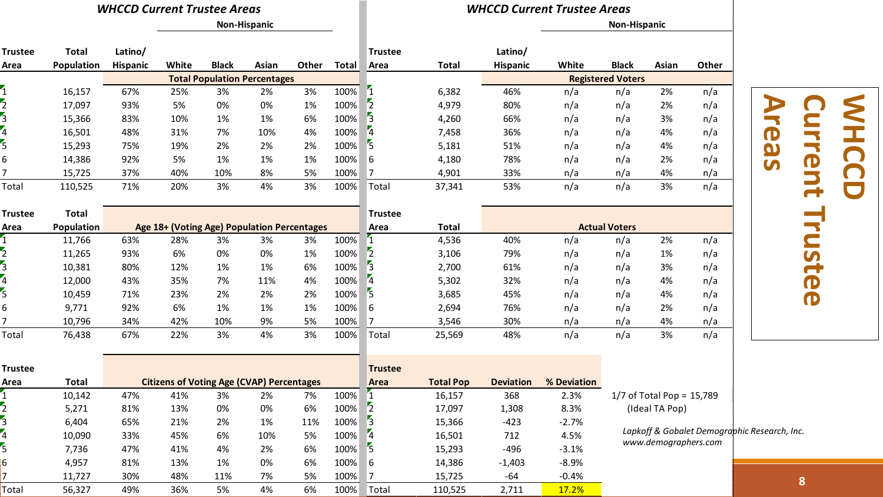# WHCCD Current Trustee Areas

## WHCCD Current Trustee Areas

| Trustee Area | Total Population | Latino/ Hispanic | Non-Hispanic White | Non-Hispanic Black | Non-Hispanic Asian | Non-Hispanic Other | Total |
|---|---|---|---|---|---|---|---|
| | | Total Population Percentages | | | | | |
| 1 | 16,157 | 67% | 25% | 3% | 2% | 3% | 100% |
| 2 | 17,097 | 93% | 5% | 0% | 0% | 1% | 100% |
| 3 | 15,366 | 83% | 10% | 1% | 1% | 6% | 100% |
| 4 | 16,501 | 48% | 31% | 7% | 10% | 4% | 100% |
| 5 | 15,293 | 75% | 19% | 2% | 2% | 2% | 100% |
| 6 | 14,386 | 92% | 5% | 1% | 1% | 1% | 100% |
| 7 | 15,725 | 37% | 40% | 10% | 8% | 5% | 100% |
| Total | 110,525 | 71% | 20% | 3% | 4% | 3% | 100% |

| Trustee Area | Total Population | Age 18+ (Voting Age) Population Percentages | | | | | |
|---|---|---|---|---|---|---|---|
| 1 | 11,766 | 63% | 28% | 3% | 3% | 3% | 100% |
| 2 | 11,265 | 93% | 6% | 0% | 0% | 1% | 100% |
| 3 | 10,381 | 80% | 12% | 1% | 1% | 6% | 100% |
| 4 | 12,000 | 43% | 35% | 7% | 11% | 4% | 100% |
| 5 | 10,459 | 71% | 23% | 2% | 2% | 2% | 100% |
| 6 | 9,771 | 92% | 6% | 1% | 1% | 1% | 100% |
| 7 | 10,796 | 34% | 42% | 10% | 9% | 5% | 100% |
| Total | 76,438 | 67% | 22% | 3% | 4% | 3% | 100% |

| Trustee Area | Total | Citizens of Voting Age (CVAP) Percentages | | | | | |
|---|---|---|---|---|---|---|---|
| 1 | 10,142 | 47% | 41% | 3% | 2% | 7% | 100% |
| 2 | 5,271 | 81% | 13% | 0% | 0% | 6% | 100% |
| 3 | 6,404 | 65% | 21% | 2% | 1% | 11% | 100% |
| 4 | 10,090 | 33% | 45% | 6% | 10% | 5% | 100% |
| 5 | 7,736 | 47% | 41% | 4% | 2% | 6% | 100% |
| 6 | 4,957 | 81% | 13% | 1% | 0% | 6% | 100% |
| 7 | 11,727 | 30% | 48% | 11% | 7% | 5% | 100% |
| Total | 56,327 | 49% | 36% | 5% | 4% | 6% | 100% |

## WHCCD Current Trustee Areas

| Trustee Area | Total | Latino/ Hispanic | Non-Hispanic White | Non-Hispanic Black | Non-Hispanic Asian | Non-Hispanic Other |
|---|---|---|---|---|---|---|
| | | Registered Voters | | | | |
| 1 | 6,382 | 46% | n/a | n/a | 2% | n/a |
| 2 | 4,979 | 80% | n/a | n/a | 2% | n/a |
| 3 | 4,260 | 66% | n/a | n/a | 3% | n/a |
| 4 | 7,458 | 36% | n/a | n/a | 4% | n/a |
| 5 | 5,181 | 51% | n/a | n/a | 4% | n/a |
| 6 | 4,180 | 78% | n/a | n/a | 2% | n/a |
| 7 | 4,901 | 33% | n/a | n/a | 4% | n/a |
| Total | 37,341 | 53% | n/a | n/a | 3% | n/a |

| Trustee Area | Total | Actual Voters | | | | |
|---|---|---|---|---|---|---|
| 1 | 4,536 | 40% | n/a | n/a | 2% | n/a |
| 2 | 3,106 | 79% | n/a | n/a | 1% | n/a |
| 3 | 2,700 | 61% | n/a | n/a | 3% | n/a |
| 4 | 5,302 | 32% | n/a | n/a | 4% | n/a |
| 5 | 3,685 | 45% | n/a | n/a | 4% | n/a |
| 6 | 2,694 | 76% | n/a | n/a | 2% | n/a |
| 7 | 3,546 | 30% | n/a | n/a | 4% | n/a |
| Total | 25,569 | 48% | n/a | n/a | 3% | n/a |

| Trustee Area | Total Pop | Deviation | % Deviation |
|---|---|---|---|
| 1 | 16,157 | 368 | 2.3% |
| 2 | 17,097 | 1,308 | 8.3% |
| 3 | 15,366 | -423 | -2.7% |
| 4 | 16,501 | 712 | 4.5% |
| 5 | 15,293 | -496 | -3.1% |
| 6 | 14,386 | -1,403 | -8.9% |
| 7 | 15,725 | -64 | -0.4% |
| Total | 110,525 | 2,711 | 17.2% |

1/7 of Total Pop = 15,789
(Ideal TA Pop)

*Lapkoff & Gobalet Demographic Research, Inc.*
*www.demographers.com*